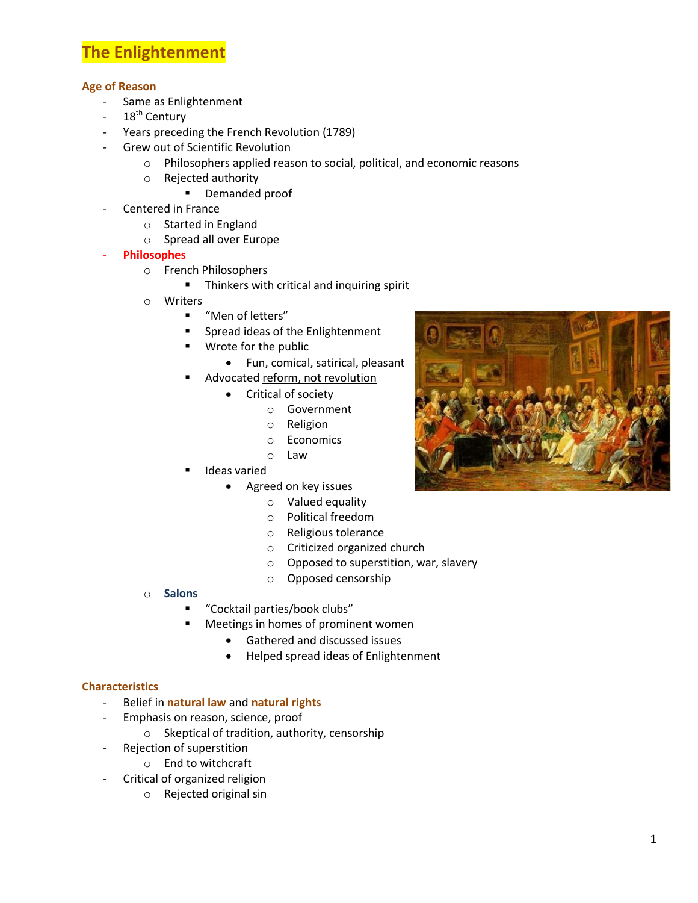# The Enlightenment

### Age of Reason

- Same as Enlightenment
- 18th Century
- Years preceding the French Revolution (1789)
- Grew out of Scientific Revolution
  - Philosophers applied reason to social, political, and economic reasons
  - Rejected authority
    - Demanded proof
- Centered in France
  - Started in England
  - Spread all over Europe
- **Philosophes**
  - French Philosophers
    - Thinkers with critical and inquiring spirit
  - Writers
    - "Men of letters"
    - Spread ideas of the Enlightenment
    - Wrote for the public
      - Fun, comical, satirical, pleasant
    - Advocated reform, not revolution
      - Critical of society
        - Government
        - Religion
        - Economics
        - Law
    - Ideas varied
      - Agreed on key issues
        - Valued equality
        - Political freedom
        - Religious tolerance
        - Criticized organized church
        - Opposed to superstition, war, slavery
        - Opposed censorship
  - **Salons**
    - "Cocktail parties/book clubs"
    - Meetings in homes of prominent women
      - Gathered and discussed issues
      - Helped spread ideas of Enlightenment

### Characteristics

- Belief in **natural law** and **natural rights**
- Emphasis on reason, science, proof
  - Skeptical of tradition, authority, censorship
- Rejection of superstition
  - End to witchcraft
- Critical of organized religion
  - Rejected original sin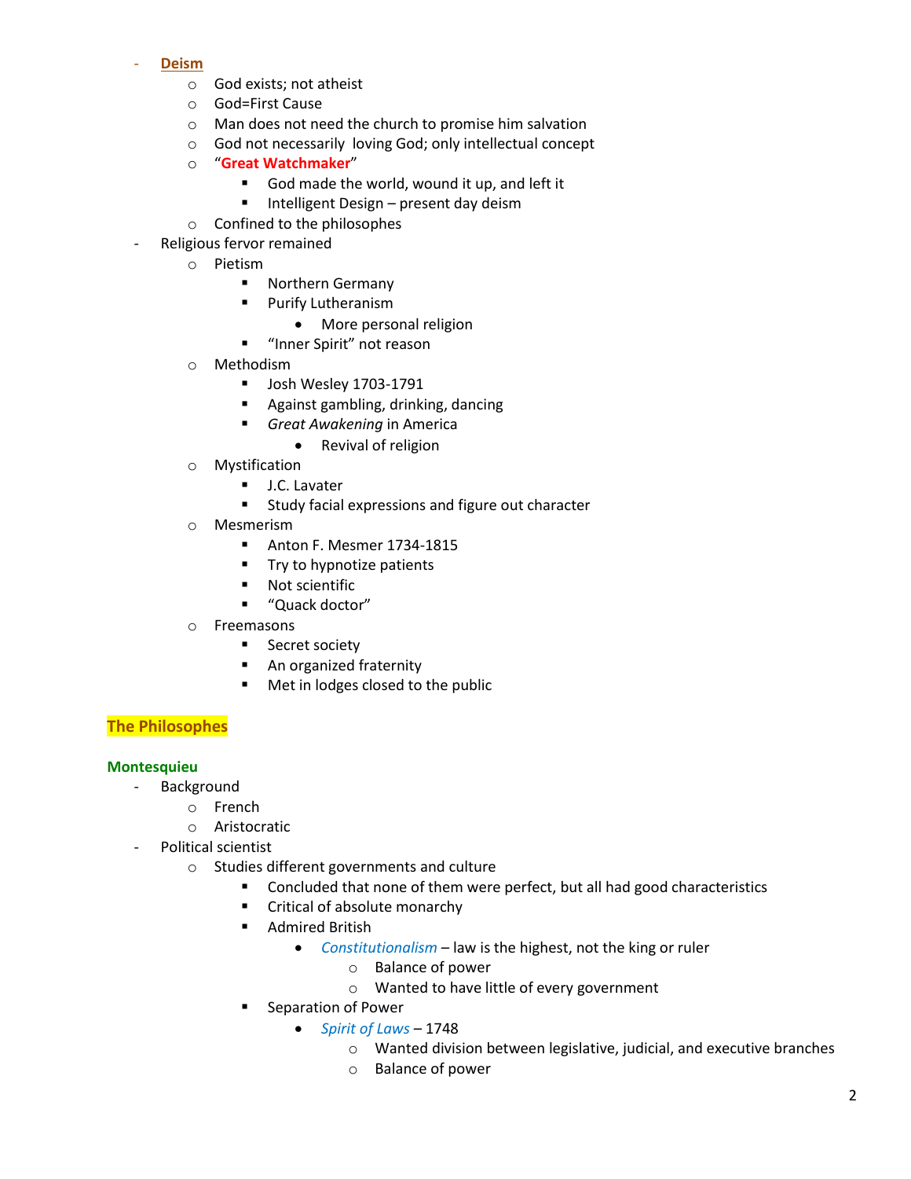- **Deism**
  - God exists; not atheist
  - God=First Cause
  - Man does not need the church to promise him salvation
  - God not necessarily  loving God; only intellectual concept
  - "**Great Watchmaker**"
    - God made the world, wound it up, and left it
    - Intelligent Design – present day deism
  - Confined to the philosophes
- Religious fervor remained
  - Pietism
    - Northern Germany
    - Purify Lutheranism
      - More personal religion
    - "Inner Spirit" not reason
  - Methodism
    - Josh Wesley 1703-1791
    - Against gambling, drinking, dancing
    - *Great Awakening* in America
      - Revival of religion
  - Mystification
    - J.C. Lavater
    - Study facial expressions and figure out character
  - Mesmerism
    - Anton F. Mesmer 1734-1815
    - Try to hypnotize patients
    - Not scientific
    - "Quack doctor"
  - Freemasons
    - Secret society
    - An organized fraternity
    - Met in lodges closed to the public

## The Philosophes

### Montesquieu

- Background
  - French
  - Aristocratic
- Political scientist
  - Studies different governments and culture
    - Concluded that none of them were perfect, but all had good characteristics
    - Critical of absolute monarchy
    - Admired British
      - *Constitutionalism* – law is the highest, not the king or ruler
        - Balance of power
        - Wanted to have little of every government
    - Separation of Power
      - *Spirit of Laws* – 1748
        - Wanted division between legislative, judicial, and executive branches
        - Balance of power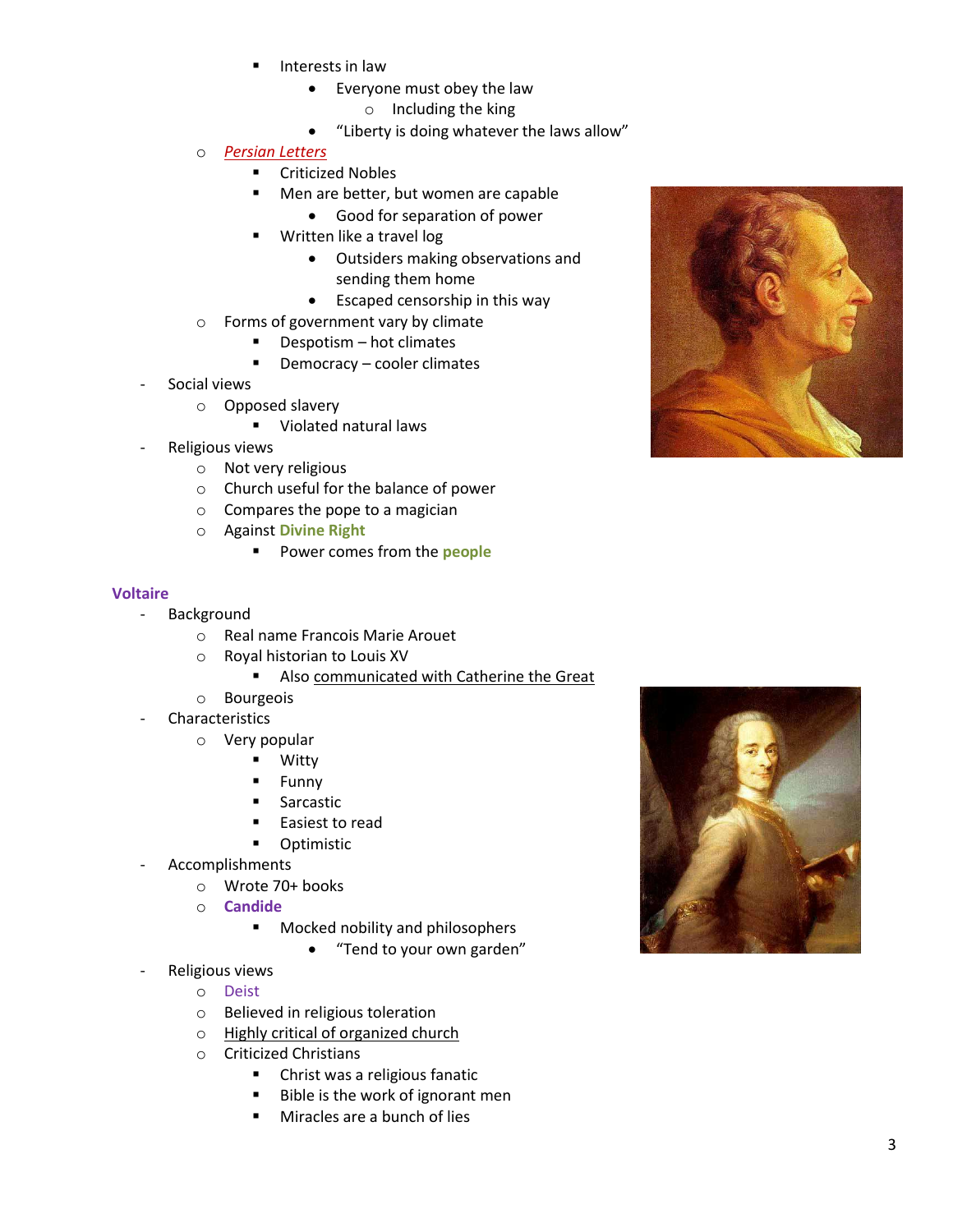- Interests in law
  - Everyone must obey the law
    - Including the king
  - "Liberty is doing whatever the laws allow"
- *Persian Letters*
  - Criticized Nobles
  - Men are better, but women are capable
    - Good for separation of power
  - Written like a travel log
    - Outsiders making observations and sending them home
    - Escaped censorship in this way
- Forms of government vary by climate
  - Despotism – hot climates
  - Democracy – cooler climates

- Social views
  - Opposed slavery
    - Violated natural laws
- Religious views
  - Not very religious
  - Church useful for the balance of power
  - Compares the pope to a magician
  - Against **Divine Right**
    - Power comes from the **people**

## Voltaire

- Background
  - Real name Francois Marie Arouet
  - Royal historian to Louis XV
    - Also communicated with Catherine the Great
  - Bourgeois
- Characteristics
  - Very popular
    - Witty
    - Funny
    - Sarcastic
    - Easiest to read
    - Optimistic
- Accomplishments
  - Wrote 70+ books
  - **Candide**
    - Mocked nobility and philosophers
      - "Tend to your own garden"
- Religious views
  - Deist
  - Believed in religious toleration
  - Highly critical of organized church
  - Criticized Christians
    - Christ was a religious fanatic
    - Bible is the work of ignorant men
    - Miracles are a bunch of lies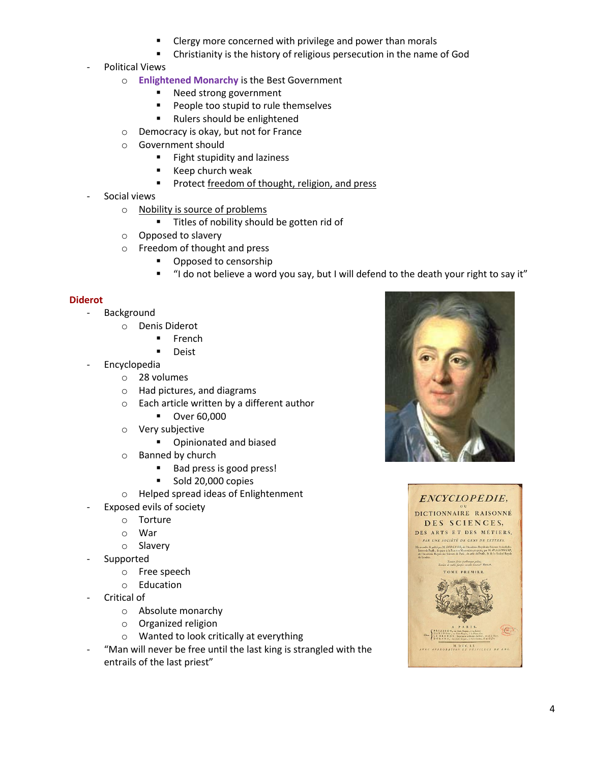- Clergy more concerned with privilege and power than morals
            - Christianity is the history of religious persecution in the name of God
- Political Views
    - **Enlightened Monarchy** is the Best Government
        - Need strong government
        - People too stupid to rule themselves
        - Rulers should be enlightened
    - Democracy is okay, but not for France
    - Government should
        - Fight stupidity and laziness
        - Keep church weak
        - Protect <u>freedom of thought, religion, and press</u>
- Social views
    - <u>Nobility is source of problems</u>
        - Titles of nobility should be gotten rid of
    - Opposed to slavery
    - Freedom of thought and press
        - Opposed to censorship
        - "I do not believe a word you say, but I will defend to the death your right to say it"

**Diderot**

- Background
    - Denis Diderot
        - French
        - Deist
- Encyclopedia
    - 28 volumes
    - Had pictures, and diagrams
    - Each article written by a different author
        - Over 60,000
    - Very subjective
        - Opinionated and biased
    - Banned by church
        - Bad press is good press!
        - Sold 20,000 copies
    - Helped spread ideas of Enlightenment
- Exposed evils of society
    - Torture
    - War
    - Slavery
- Supported
    - Free speech
    - Education
- Critical of
    - Absolute monarchy
    - Organized religion
    - Wanted to look critically at everything
- "Man will never be free until the last king is strangled with the entrails of the last priest"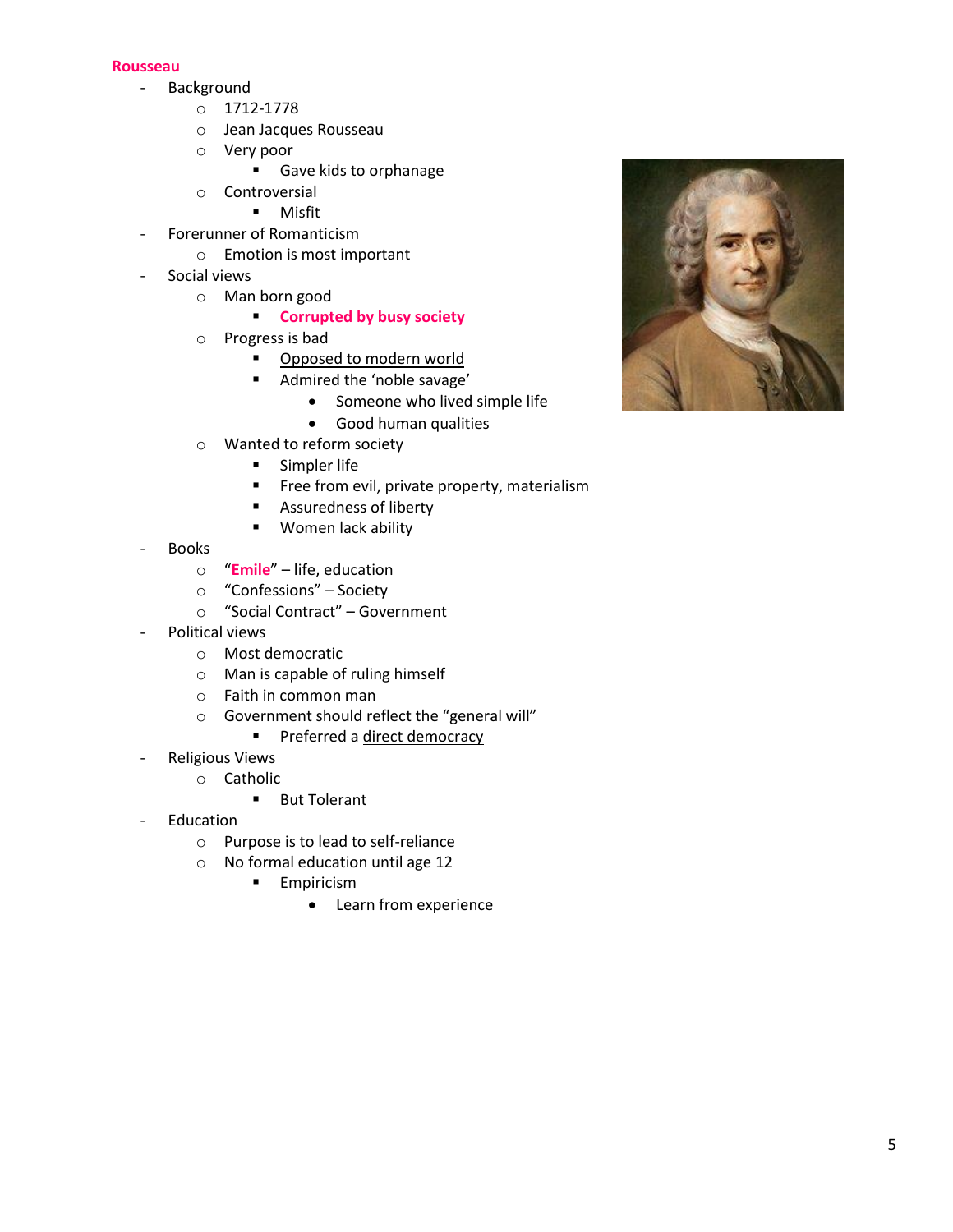**Rousseau**

- Background
  - 1712-1778
  - Jean Jacques Rousseau
  - Very poor
    - Gave kids to orphanage
  - Controversial
    - Misfit
- Forerunner of Romanticism
  - Emotion is most important
- Social views
  - Man born good
    - **Corrupted by busy society**
  - Progress is bad
    - Opposed to modern world
    - Admired the 'noble savage'
      - Someone who lived simple life
      - Good human qualities
  - Wanted to reform society
    - Simpler life
    - Free from evil, private property, materialism
    - Assuredness of liberty
    - Women lack ability
- Books
  - "**Emile**" – life, education
  - "Confessions" – Society
  - "Social Contract" – Government
- Political views
  - Most democratic
  - Man is capable of ruling himself
  - Faith in common man
  - Government should reflect the "general will"
    - Preferred a direct democracy
- Religious Views
  - Catholic
    - But Tolerant
- Education
  - Purpose is to lead to self-reliance
  - No formal education until age 12
    - Empiricism
      - Learn from experience